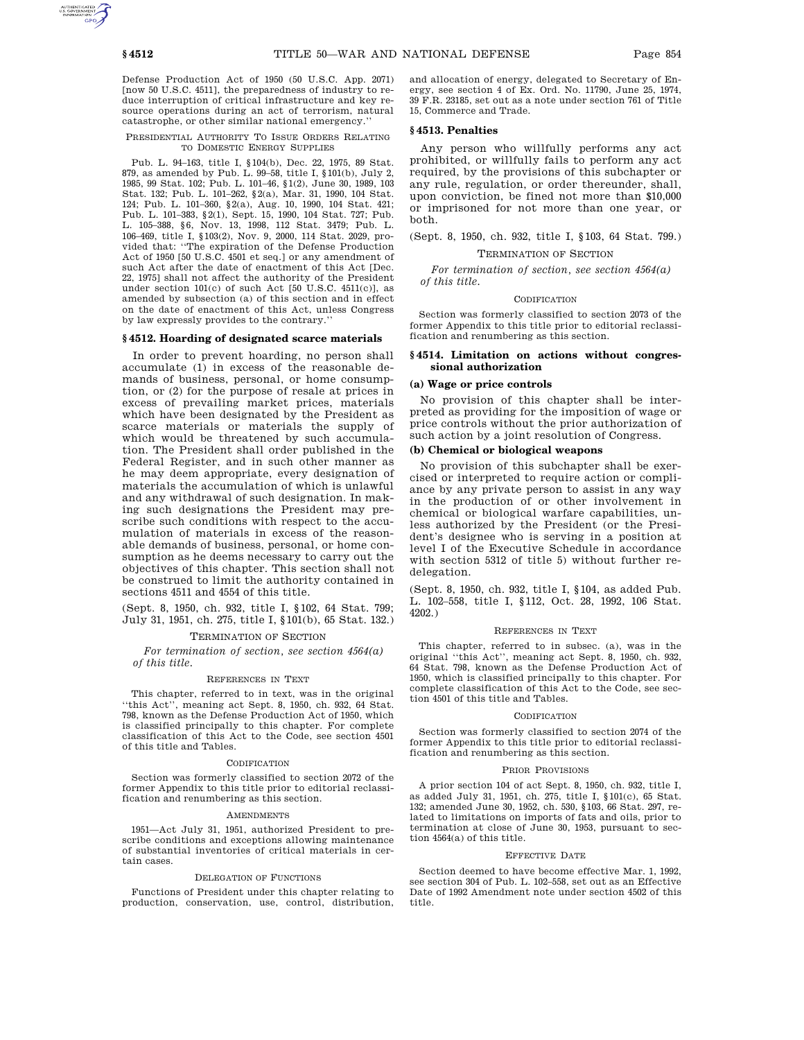Defense Production Act of 1950 (50 U.S.C. App. 2071) [now 50 U.S.C. 4511], the preparedness of industry to reduce interruption of critical infrastructure and key resource operations during an act of terrorism, natural catastrophe, or other similar national emergency.''

PRESIDENTIAL AUTHORITY TO ISSUE ORDERS RELATING TO DOMESTIC ENERGY SUPPLIES

Pub. L. 94–163, title I, §104(b), Dec. 22, 1975, 89 Stat. 879, as amended by Pub. L. 99–58, title I, §101(b), July 2, 1985, 99 Stat. 102; Pub. L. 101–46, §1(2), June 30, 1989, 103 Stat. 132; Pub. L. 101–262, §2(a), Mar. 31, 1990, 104 Stat. 124; Pub. L. 101–360, §2(a), Aug. 10, 1990, 104 Stat. 421; Pub. L. 101–383, §2(1), Sept. 15, 1990, 104 Stat. 727; Pub. L. 105–388, §6, Nov. 13, 1998, 112 Stat. 3479; Pub. L. 106–469, title I, §103(2), Nov. 9, 2000, 114 Stat. 2029, provided that: ''The expiration of the Defense Production Act of 1950 [50 U.S.C. 4501 et seq.] or any amendment of such Act after the date of enactment of this Act [Dec. 22, 1975] shall not affect the authority of the President under section 101(c) of such Act [50 U.S.C. 4511(c)], as amended by subsection (a) of this section and in effect on the date of enactment of this Act, unless Congress by law expressly provides to the contrary.''

## §4512. Hoarding of designated scarce materials

In order to prevent hoarding, no person shall accumulate (1) in excess of the reasonable demands of business, personal, or home consumption, or (2) for the purpose of resale at prices in excess of prevailing market prices, materials which have been designated by the President as scarce materials or materials the supply of which would be threatened by such accumulation. The President shall order published in the Federal Register, and in such other manner as he may deem appropriate, every designation of materials the accumulation of which is unlawful and any withdrawal of such designation. In making such designations the President may prescribe such conditions with respect to the accumulation of materials in excess of the reasonable demands of business, personal, or home consumption as he deems necessary to carry out the objectives of this chapter. This section shall not be construed to limit the authority contained in sections 4511 and 4554 of this title.

(Sept. 8, 1950, ch. 932, title I, §102, 64 Stat. 799; July 31, 1951, ch. 275, title I, §101(b), 65 Stat. 132.)

TERMINATION OF SECTION

*For termination of section, see section 4564(a) of this title.*

REFERENCES IN TEXT

This chapter, referred to in text, was in the original ''this Act'', meaning act Sept. 8, 1950, ch. 932, 64 Stat. 798, known as the Defense Production Act of 1950, which is classified principally to this chapter. For complete classification of this Act to the Code, see section 4501 of this title and Tables.

CODIFICATION

Section was formerly classified to section 2072 of the former Appendix to this title prior to editorial reclassification and renumbering as this section.

AMENDMENTS

1951—Act July 31, 1951, authorized President to prescribe conditions and exceptions allowing maintenance of substantial inventories of critical materials in certain cases.

DELEGATION OF FUNCTIONS

Functions of President under this chapter relating to production, conservation, use, control, distribution, and allocation of energy, delegated to Secretary of Energy, see section 4 of Ex. Ord. No. 11790, June 25, 1974, 39 F.R. 23185, set out as a note under section 761 of Title 15, Commerce and Trade.

## §4513. Penalties

Any person who willfully performs any act prohibited, or willfully fails to perform any act required, by the provisions of this subchapter or any rule, regulation, or order thereunder, shall, upon conviction, be fined not more than $10,000 or imprisoned for not more than one year, or both.

(Sept. 8, 1950, ch. 932, title I, §103, 64 Stat. 799.)

TERMINATION OF SECTION

*For termination of section, see section 4564(a) of this title.*

CODIFICATION

Section was formerly classified to section 2073 of the former Appendix to this title prior to editorial reclassification and renumbering as this section.

## §4514. Limitation on actions without congressional authorization

### (a) Wage or price controls

No provision of this chapter shall be interpreted as providing for the imposition of wage or price controls without the prior authorization of such action by a joint resolution of Congress.

### (b) Chemical or biological weapons

No provision of this subchapter shall be exercised or interpreted to require action or compliance by any private person to assist in any way in the production of or other involvement in chemical or biological warfare capabilities, unless authorized by the President (or the President's designee who is serving in a position at level I of the Executive Schedule in accordance with section 5312 of title 5) without further redelegation.

(Sept. 8, 1950, ch. 932, title I, §104, as added Pub. L. 102–558, title I, §112, Oct. 28, 1992, 106 Stat. 4202.)

REFERENCES IN TEXT

This chapter, referred to in subsec. (a), was in the original ''this Act'', meaning act Sept. 8, 1950, ch. 932, 64 Stat. 798, known as the Defense Production Act of 1950, which is classified principally to this chapter. For complete classification of this Act to the Code, see section 4501 of this title and Tables.

CODIFICATION

Section was formerly classified to section 2074 of the former Appendix to this title prior to editorial reclassification and renumbering as this section.

PRIOR PROVISIONS

A prior section 104 of act Sept. 8, 1950, ch. 932, title I, as added July 31, 1951, ch. 275, title I, §101(c), 65 Stat. 132; amended June 30, 1952, ch. 530, §103, 66 Stat. 297, related to limitations on imports of fats and oils, prior to termination at close of June 30, 1953, pursuant to section 4564(a) of this title.

EFFECTIVE DATE

Section deemed to have become effective Mar. 1, 1992, see section 304 of Pub. L. 102–558, set out as an Effective Date of 1992 Amendment note under section 4502 of this title.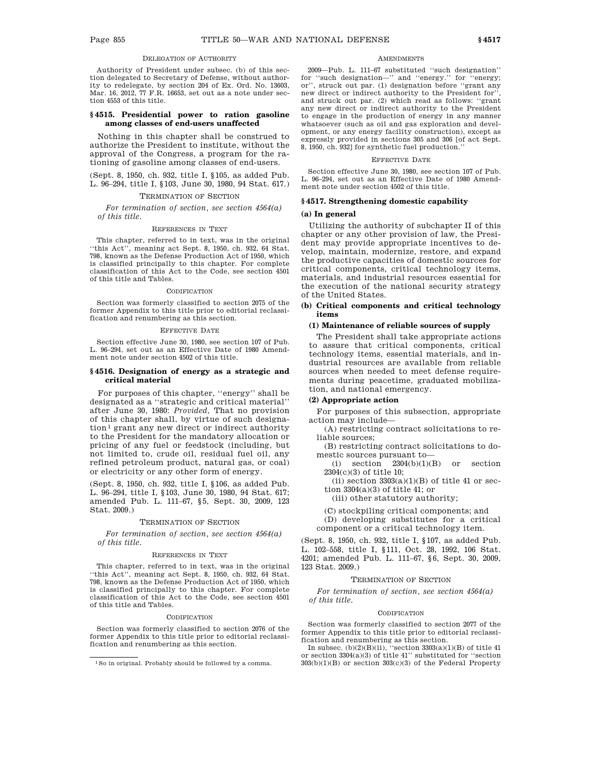DELEGATION OF AUTHORITY

Authority of President under subsec. (b) of this section delegated to Secretary of Defense, without authority to redelegate, by section 204 of Ex. Ord. No. 13603, Mar. 16, 2012, 77 F.R. 16653, set out as a note under section 4553 of this title.

### § 4515. Presidential power to ration gasoline among classes of end-users unaffected

Nothing in this chapter shall be construed to authorize the President to institute, without the approval of the Congress, a program for the rationing of gasoline among classes of end-users.

(Sept. 8, 1950, ch. 932, title I, §105, as added Pub. L. 96–294, title I, §103, June 30, 1980, 94 Stat. 617.)

TERMINATION OF SECTION

*For termination of section, see section 4564(a) of this title.*

REFERENCES IN TEXT

This chapter, referred to in text, was in the original ''this Act'', meaning act Sept. 8, 1950, ch. 932, 64 Stat. 798, known as the Defense Production Act of 1950, which is classified principally to this chapter. For complete classification of this Act to the Code, see section 4501 of this title and Tables.

CODIFICATION

Section was formerly classified to section 2075 of the former Appendix to this title prior to editorial reclassification and renumbering as this section.

EFFECTIVE DATE

Section effective June 30, 1980, see section 107 of Pub. L. 96–294, set out as an Effective Date of 1980 Amendment note under section 4502 of this title.

### § 4516. Designation of energy as a strategic and critical material

For purposes of this chapter, ''energy'' shall be designated as a ''strategic and critical material'' after June 30, 1980: *Provided*, That no provision of this chapter shall, by virtue of such designation[1] grant any new direct or indirect authority to the President for the mandatory allocation or pricing of any fuel or feedstock (including, but not limited to, crude oil, residual fuel oil, any refined petroleum product, natural gas, or coal) or electricity or any other form of energy.

(Sept. 8, 1950, ch. 932, title I, §106, as added Pub. L. 96–294, title I, §103, June 30, 1980, 94 Stat. 617; amended Pub. L. 111–67, §5, Sept. 30, 2009, 123 Stat. 2009.)

TERMINATION OF SECTION

*For termination of section, see section 4564(a) of this title.*

REFERENCES IN TEXT

This chapter, referred to in text, was in the original ''this Act'', meaning act Sept. 8, 1950, ch. 932, 64 Stat. 798, known as the Defense Production Act of 1950, which is classified principally to this chapter. For complete classification of this Act to the Code, see section 4501 of this title and Tables.

CODIFICATION

Section was formerly classified to section 2076 of the former Appendix to this title prior to editorial reclassification and renumbering as this section.

[1] So in original. Probably should be followed by a comma.

AMENDMENTS

2009—Pub. L. 111–67 substituted ''such designation'' for ''such designation—'' and ''energy.'' for ''energy; or'', struck out par. (1) designation before ''grant any new direct or indirect authority to the President for'', and struck out par. (2) which read as follows: ''grant any new direct or indirect authority to the President to engage in the production of energy in any manner whatsoever (such as oil and gas exploration and development, or any energy facility construction), except as expressly provided in sections 305 and 306 [of act Sept. 8, 1950, ch. 932] for synthetic fuel production.''

EFFECTIVE DATE

Section effective June 30, 1980, see section 107 of Pub. L. 96–294, set out as an Effective Date of 1980 Amendment note under section 4502 of this title.

### § 4517. Strengthening domestic capability

#### (a) In general

Utilizing the authority of subchapter II of this chapter or any other provision of law, the President may provide appropriate incentives to develop, maintain, modernize, restore, and expand the productive capacities of domestic sources for critical components, critical technology items, materials, and industrial resources essential for the execution of the national security strategy of the United States.

#### (b) Critical components and critical technology items

##### (1) Maintenance of reliable sources of supply

The President shall take appropriate actions to assure that critical components, critical technology items, essential materials, and industrial resources are available from reliable sources when needed to meet defense requirements during peacetime, graduated mobilization, and national emergency.

##### (2) Appropriate action

For purposes of this subsection, appropriate action may include—

(A) restricting contract solicitations to reliable sources;

(B) restricting contract solicitations to domestic sources pursuant to—

(i) section 2304(b)(1)(B) or section 2304(c)(3) of title 10;

(ii) section 3303(a)(1)(B) of title 41 or section 3304(a)(3) of title 41; or

(iii) other statutory authority;

(C) stockpiling critical components; and

(D) developing substitutes for a critical component or a critical technology item.

(Sept. 8, 1950, ch. 932, title I, §107, as added Pub. L. 102–558, title I, §111, Oct. 28, 1992, 106 Stat. 4201; amended Pub. L. 111–67, §6, Sept. 30, 2009, 123 Stat. 2009.)

TERMINATION OF SECTION

*For termination of section, see section 4564(a) of this title.*

CODIFICATION

Section was formerly classified to section 2077 of the former Appendix to this title prior to editorial reclassification and renumbering as this section.

In subsec. (b)(2)(B)(ii), ''section 3303(a)(1)(B) of title 41 or section 3304(a)(3) of title 41'' substituted for ''section 303(b)(1)(B) or section 303(c)(3) of the Federal Property